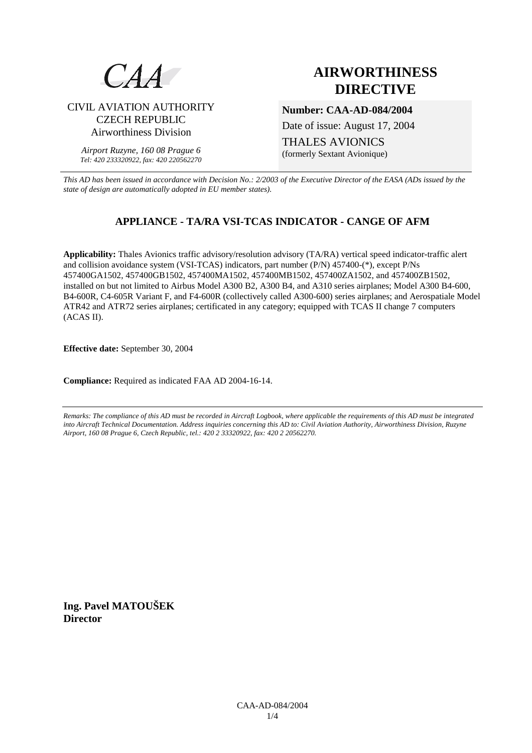CAA

CIVIL AVIATION AUTHORITY
CZECH REPUBLIC
Airworthiness Division

*Airport Ruzyne, 160 08 Prague 6*
*Tel: 420 233320922, fax: 420 220562270*

# AIRWORTHINESS DIRECTIVE

**Number: CAA-AD-084/2004**

Date of issue: August 17, 2004

THALES AVIONICS
(formerly Sextant Avionique)

*This AD has been issued in accordance with Decision No.: 2/2003 of the Executive Director of the EASA (ADs issued by the state of design are automatically adopted in EU member states).*

## APPLIANCE - TA/RA VSI-TCAS INDICATOR - CANGE OF AFM

**Applicability:** Thales Avionics traffic advisory/resolution advisory (TA/RA) vertical speed indicator-traffic alert and collision avoidance system (VSI-TCAS) indicators, part number (P/N) 457400-(*), except P/Ns 457400GA1502, 457400GB1502, 457400MA1502, 457400MB1502, 457400ZA1502, and 457400ZB1502, installed on but not limited to Airbus Model A300 B2, A300 B4, and A310 series airplanes; Model A300 B4-600, B4-600R, C4-605R Variant F, and F4-600R (collectively called A300-600) series airplanes; and Aerospatiale Model ATR42 and ATR72 series airplanes; certificated in any category; equipped with TCAS II change 7 computers (ACAS II).

**Effective date:** September 30, 2004

**Compliance:** Required as indicated FAA AD 2004-16-14.

*Remarks: The compliance of this AD must be recorded in Aircraft Logbook, where applicable the requirements of this AD must be integrated into Aircraft Technical Documentation. Address inquiries concerning this AD to: Civil Aviation Authority, Airworthiness Division, Ruzyne Airport, 160 08 Prague 6, Czech Republic, tel.: 420 2 33320922, fax: 420 2 20562270.*

**Ing. Pavel MATOUŠEK**
**Director**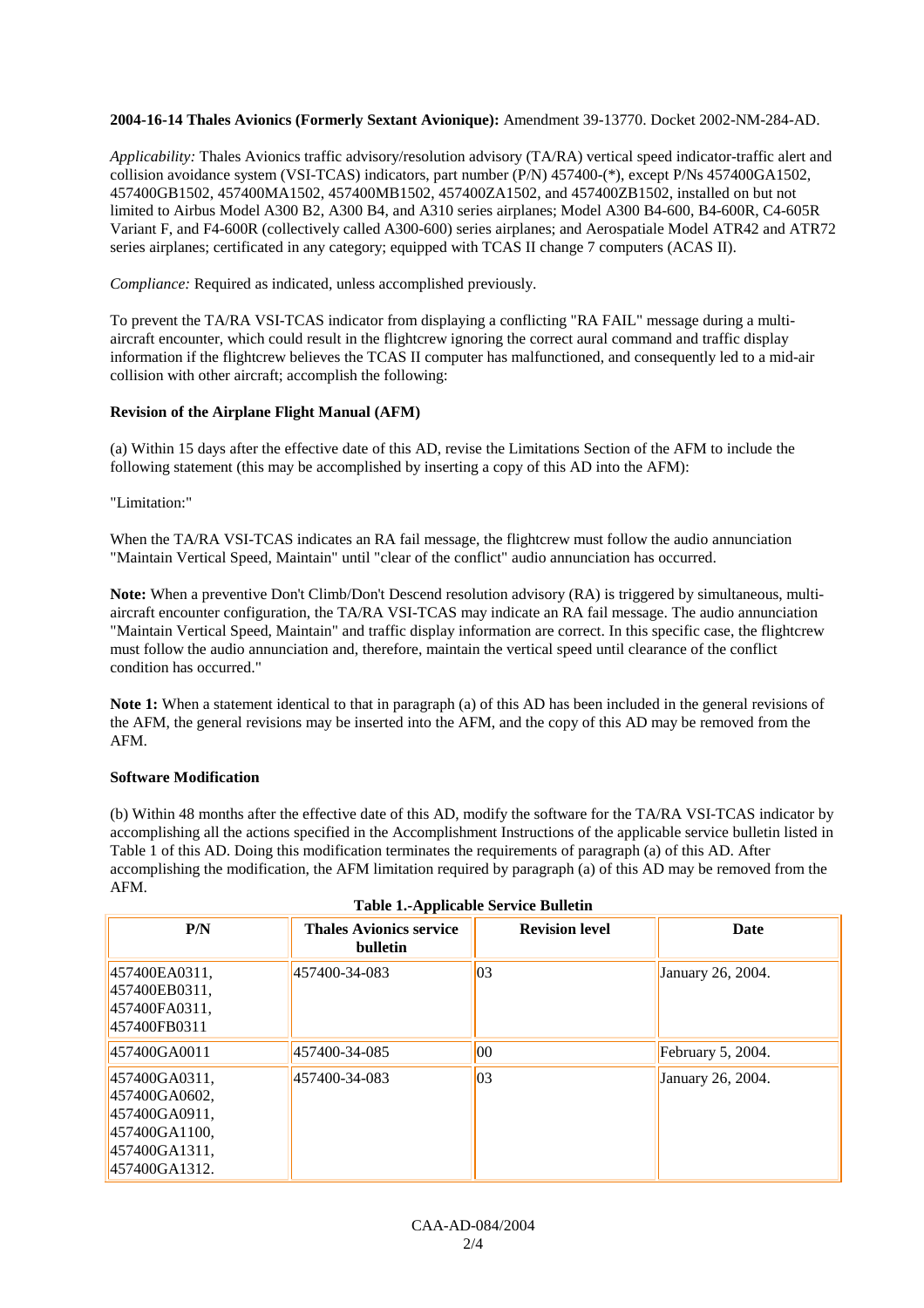**2004-16-14 Thales Avionics (Formerly Sextant Avionique):** Amendment 39-13770. Docket 2002-NM-284-AD.

*Applicability:* Thales Avionics traffic advisory/resolution advisory (TA/RA) vertical speed indicator-traffic alert and collision avoidance system (VSI-TCAS) indicators, part number (P/N) 457400-(*), except P/Ns 457400GA1502, 457400GB1502, 457400MA1502, 457400MB1502, 457400ZA1502, and 457400ZB1502, installed on but not limited to Airbus Model A300 B2, A300 B4, and A310 series airplanes; Model A300 B4-600, B4-600R, C4-605R Variant F, and F4-600R (collectively called A300-600) series airplanes; and Aerospatiale Model ATR42 and ATR72 series airplanes; certificated in any category; equipped with TCAS II change 7 computers (ACAS II).

*Compliance:* Required as indicated, unless accomplished previously.

To prevent the TA/RA VSI-TCAS indicator from displaying a conflicting "RA FAIL" message during a multi-aircraft encounter, which could result in the flightcrew ignoring the correct aural command and traffic display information if the flightcrew believes the TCAS II computer has malfunctioned, and consequently led to a mid-air collision with other aircraft; accomplish the following:

**Revision of the Airplane Flight Manual (AFM)**

(a) Within 15 days after the effective date of this AD, revise the Limitations Section of the AFM to include the following statement (this may be accomplished by inserting a copy of this AD into the AFM):

"Limitation:"

When the TA/RA VSI-TCAS indicates an RA fail message, the flightcrew must follow the audio annunciation "Maintain Vertical Speed, Maintain" until "clear of the conflict" audio annunciation has occurred.

**Note:** When a preventive Don't Climb/Don't Descend resolution advisory (RA) is triggered by simultaneous, multi-aircraft encounter configuration, the TA/RA VSI-TCAS may indicate an RA fail message. The audio annunciation "Maintain Vertical Speed, Maintain" and traffic display information are correct. In this specific case, the flightcrew must follow the audio annunciation and, therefore, maintain the vertical speed until clearance of the conflict condition has occurred."

**Note 1:** When a statement identical to that in paragraph (a) of this AD has been included in the general revisions of the AFM, the general revisions may be inserted into the AFM, and the copy of this AD may be removed from the AFM.

**Software Modification**

(b) Within 48 months after the effective date of this AD, modify the software for the TA/RA VSI-TCAS indicator by accomplishing all the actions specified in the Accomplishment Instructions of the applicable service bulletin listed in Table 1 of this AD. Doing this modification terminates the requirements of paragraph (a) of this AD. After accomplishing the modification, the AFM limitation required by paragraph (a) of this AD may be removed from the AFM.

**Table 1.-Applicable Service Bulletin**

| P/N | Thales Avionics service bulletin | Revision level | Date |
|---|---|---|---|
| 457400EA0311, 457400EB0311, 457400FA0311, 457400FB0311 | 457400-34-083 | 03 | January 26, 2004. |
| 457400GA0011 | 457400-34-085 | 00 | February 5, 2004. |
| 457400GA0311, 457400GA0602, 457400GA0911, 457400GA1100, 457400GA1311, 457400GA1312. | 457400-34-083 | 03 | January 26, 2004. |

CAA-AD-084/2004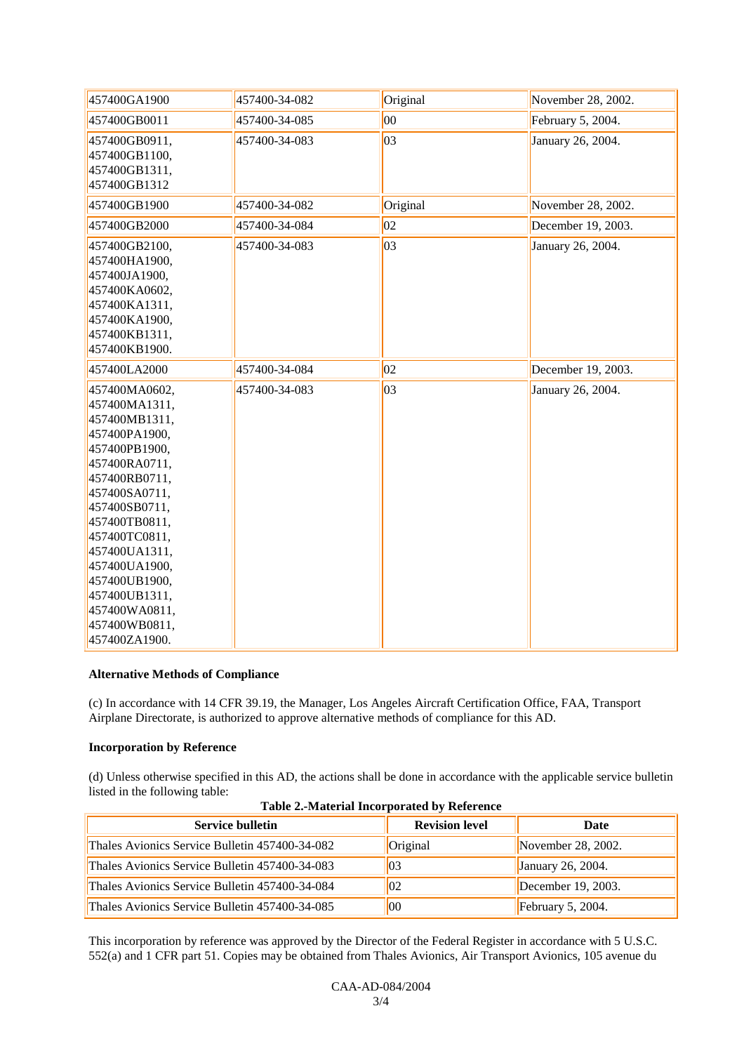| | | | |
|---|---|---|---|
| 457400GA1900 | 457400-34-082 | Original | November 28, 2002. |
| 457400GB0011 | 457400-34-085 | 00 | February 5, 2004. |
| 457400GB0911, 457400GB1100, 457400GB1311, 457400GB1312 | 457400-34-083 | 03 | January 26, 2004. |
| 457400GB1900 | 457400-34-082 | Original | November 28, 2002. |
| 457400GB2000 | 457400-34-084 | 02 | December 19, 2003. |
| 457400GB2100, 457400HA1900, 457400JA1900, 457400KA0602, 457400KA1311, 457400KA1900, 457400KB1311, 457400KB1900. | 457400-34-083 | 03 | January 26, 2004. |
| 457400LA2000 | 457400-34-084 | 02 | December 19, 2003. |
| 457400MA0602, 457400MA1311, 457400MB1311, 457400PA1900, 457400PB1900, 457400RA0711, 457400RB0711, 457400SA0711, 457400SB0711, 457400TB0811, 457400TC0811, 457400UA1311, 457400UA1900, 457400UB1900, 457400UB1311, 457400WA0811, 457400WB0811, 457400ZA1900. | 457400-34-083 | 03 | January 26, 2004. |

**Alternative Methods of Compliance**

(c) In accordance with 14 CFR 39.19, the Manager, Los Angeles Aircraft Certification Office, FAA, Transport Airplane Directorate, is authorized to approve alternative methods of compliance for this AD.

**Incorporation by Reference**

(d) Unless otherwise specified in this AD, the actions shall be done in accordance with the applicable service bulletin listed in the following table:

**Table 2.-Material Incorporated by Reference**

| Service bulletin | Revision level | Date |
|---|---|---|
| Thales Avionics Service Bulletin 457400-34-082 | Original | November 28, 2002. |
| Thales Avionics Service Bulletin 457400-34-083 | 03 | January 26, 2004. |
| Thales Avionics Service Bulletin 457400-34-084 | 02 | December 19, 2003. |
| Thales Avionics Service Bulletin 457400-34-085 | 00 | February 5, 2004. |

This incorporation by reference was approved by the Director of the Federal Register in accordance with 5 U.S.C. 552(a) and 1 CFR part 51. Copies may be obtained from Thales Avionics, Air Transport Avionics, 105 avenue du

CAA-AD-084/2004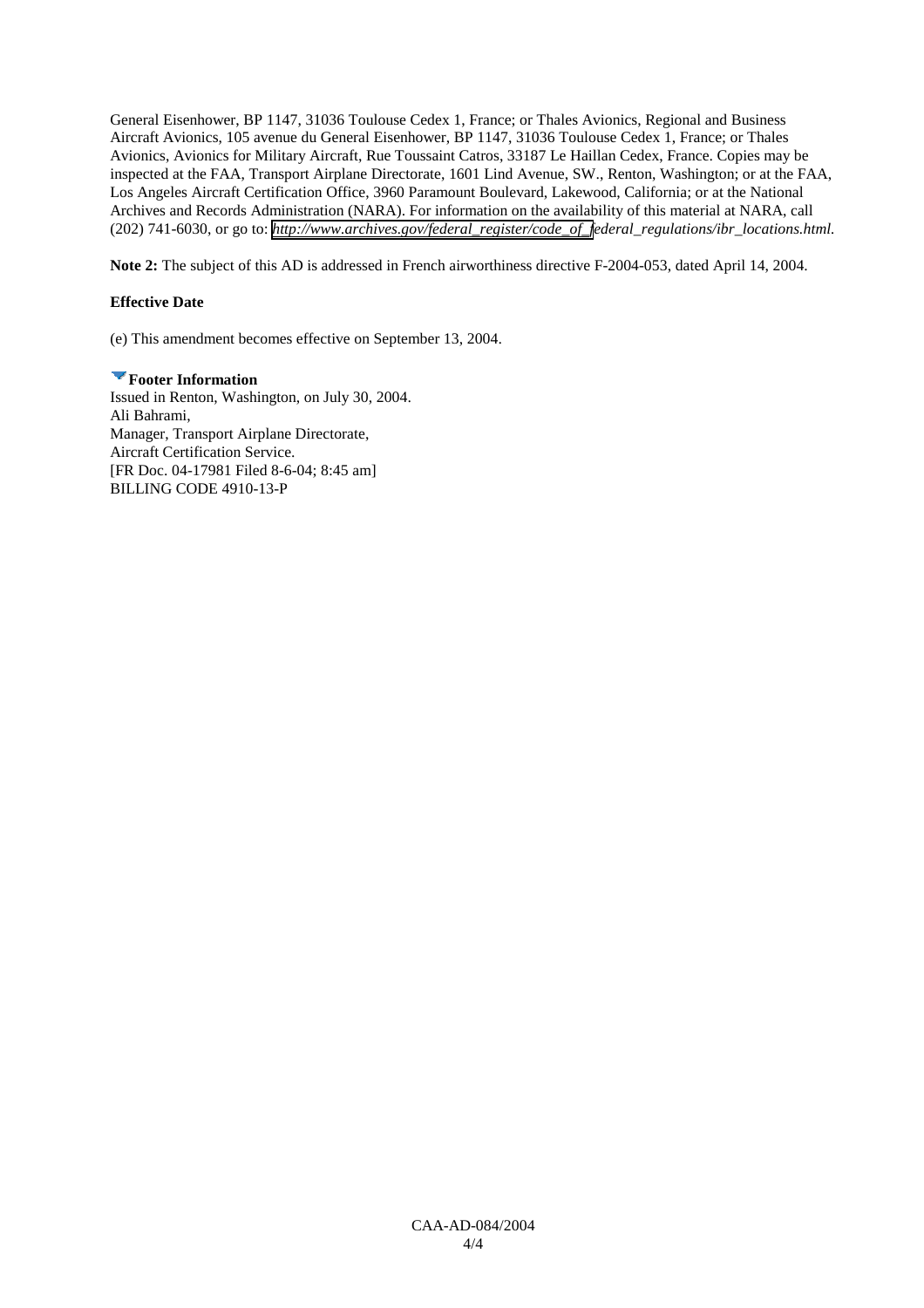General Eisenhower, BP 1147, 31036 Toulouse Cedex 1, France; or Thales Avionics, Regional and Business Aircraft Avionics, 105 avenue du General Eisenhower, BP 1147, 31036 Toulouse Cedex 1, France; or Thales Avionics, Avionics for Military Aircraft, Rue Toussaint Catros, 33187 Le Haillan Cedex, France. Copies may be inspected at the FAA, Transport Airplane Directorate, 1601 Lind Avenue, SW., Renton, Washington; or at the FAA, Los Angeles Aircraft Certification Office, 3960 Paramount Boulevard, Lakewood, California; or at the National Archives and Records Administration (NARA). For information on the availability of this material at NARA, call (202) 741-6030, or go to: *http://www.archives.gov/federal_register/code_of_federal_regulations/ibr_locations.html.*

**Note 2:** The subject of this AD is addressed in French airworthiness directive F-2004-053, dated April 14, 2004.

**Effective Date**

(e) This amendment becomes effective on September 13, 2004.

**Footer Information**

Issued in Renton, Washington, on July 30, 2004.
Ali Bahrami,
Manager, Transport Airplane Directorate,
Aircraft Certification Service.
[FR Doc. 04-17981 Filed 8-6-04; 8:45 am]
BILLING CODE 4910-13-P

CAA-AD-084/2004